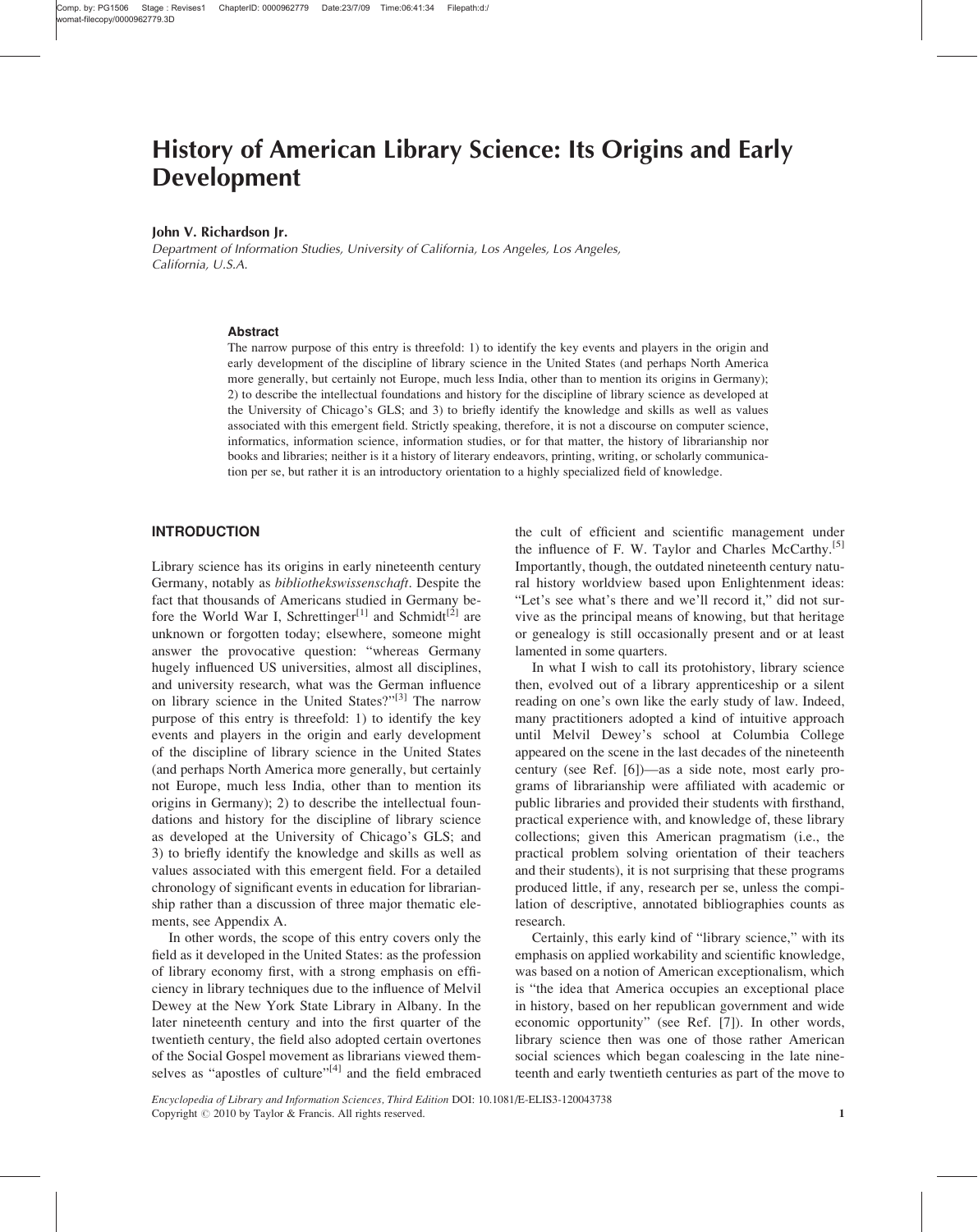# History of American Library Science: Its Origins and Early Development

**John V. Richardson Jr.**

*Department of Information Studies, University of California, Los Angeles, Los Angeles, California, U.S.A.*

### Abstract

The narrow purpose of this entry is threefold: 1) to identify the key events and players in the origin and early development of the discipline of library science in the United States (and perhaps North America more generally, but certainly not Europe, much less India, other than to mention its origins in Germany); 2) to describe the intellectual foundations and history for the discipline of library science as developed at the University of Chicago's GLS; and 3) to briefly identify the knowledge and skills as well as values associated with this emergent field. Strictly speaking, therefore, it is not a discourse on computer science, informatics, information science, information studies, or for that matter, the history of librarianship nor books and libraries; neither is it a history of literary endeavors, printing, writing, or scholarly communication per se, but rather it is an introductory orientation to a highly specialized field of knowledge.

## INTRODUCTION

Library science has its origins in early nineteenth century Germany, notably as *bibliothekswissenschaft*. Despite the fact that thousands of Americans studied in Germany before the World War I, Schrettinger[1] and Schmidt[2] are unknown or forgotten today; elsewhere, someone might answer the provocative question: "whereas Germany hugely influenced US universities, almost all disciplines, and university research, what was the German influence on library science in the United States?"[3] The narrow purpose of this entry is threefold: 1) to identify the key events and players in the origin and early development of the discipline of library science in the United States (and perhaps North America more generally, but certainly not Europe, much less India, other than to mention its origins in Germany); 2) to describe the intellectual foundations and history for the discipline of library science as developed at the University of Chicago's GLS; and 3) to briefly identify the knowledge and skills as well as values associated with this emergent field. For a detailed chronology of significant events in education for librarianship rather than a discussion of three major thematic elements, see Appendix A.

In other words, the scope of this entry covers only the field as it developed in the United States: as the profession of library economy first, with a strong emphasis on efficiency in library techniques due to the influence of Melvil Dewey at the New York State Library in Albany. In the later nineteenth century and into the first quarter of the twentieth century, the field also adopted certain overtones of the Social Gospel movement as librarians viewed themselves as "apostles of culture"[4] and the field embraced the cult of efficient and scientific management under the influence of F. W. Taylor and Charles McCarthy.[5] Importantly, though, the outdated nineteenth century natural history worldview based upon Enlightenment ideas: "Let's see what's there and we'll record it," did not survive as the principal means of knowing, but that heritage or genealogy is still occasionally present and or at least lamented in some quarters.

In what I wish to call its protohistory, library science then, evolved out of a library apprenticeship or a silent reading on one's own like the early study of law. Indeed, many practitioners adopted a kind of intuitive approach until Melvil Dewey's school at Columbia College appeared on the scene in the last decades of the nineteenth century (see Ref. [6])—as a side note, most early programs of librarianship were affiliated with academic or public libraries and provided their students with firsthand, practical experience with, and knowledge of, these library collections; given this American pragmatism (i.e., the practical problem solving orientation of their teachers and their students), it is not surprising that these programs produced little, if any, research per se, unless the compilation of descriptive, annotated bibliographies counts as research.

Certainly, this early kind of "library science," with its emphasis on applied workability and scientific knowledge, was based on a notion of American exceptionalism, which is "the idea that America occupies an exceptional place in history, based on her republican government and wide economic opportunity" (see Ref. [7]). In other words, library science then was one of those rather American social sciences which began coalescing in the late nineteenth and early twentieth centuries as part of the move to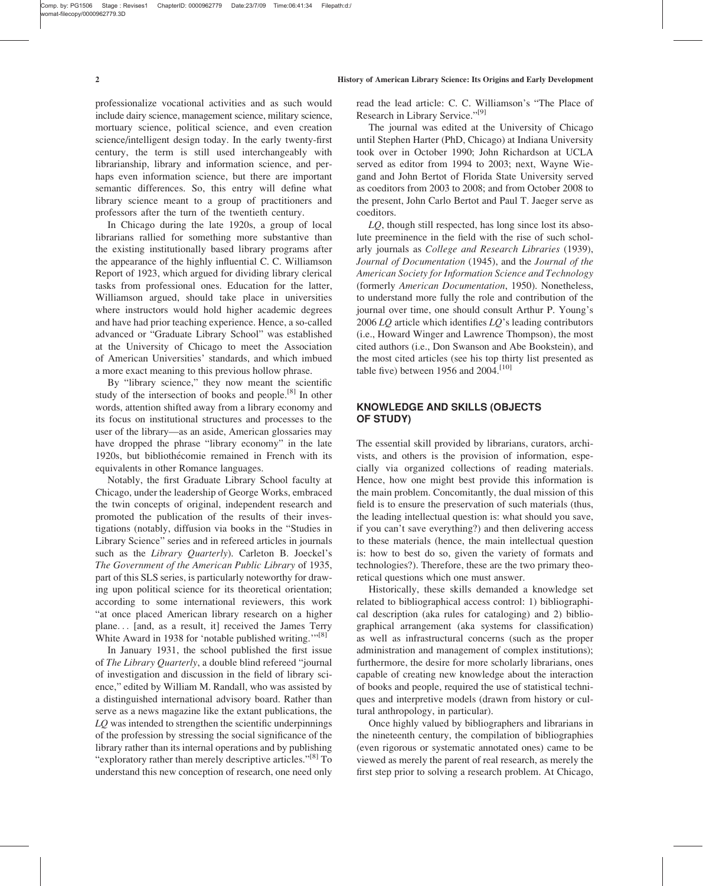professionalize vocational activities and as such would include dairy science, management science, military science, mortuary science, political science, and even creation science/intelligent design today. In the early twenty-first century, the term is still used interchangeably with librarianship, library and information science, and perhaps even information science, but there are important semantic differences. So, this entry will define what library science meant to a group of practitioners and professors after the turn of the twentieth century.

In Chicago during the late 1920s, a group of local librarians rallied for something more substantive than the existing institutionally based library programs after the appearance of the highly influential C. C. Williamson Report of 1923, which argued for dividing library clerical tasks from professional ones. Education for the latter, Williamson argued, should take place in universities where instructors would hold higher academic degrees and have had prior teaching experience. Hence, a so-called advanced or "Graduate Library School" was established at the University of Chicago to meet the Association of American Universities' standards, and which imbued a more exact meaning to this previous hollow phrase.

By "library science," they now meant the scientific study of the intersection of books and people.[8] In other words, attention shifted away from a library economy and its focus on institutional structures and processes to the user of the library—as an aside, American glossaries may have dropped the phrase "library economy" in the late 1920s, but bibliothécomie remained in French with its equivalents in other Romance languages.

Notably, the first Graduate Library School faculty at Chicago, under the leadership of George Works, embraced the twin concepts of original, independent research and promoted the publication of the results of their investigations (notably, diffusion via books in the "Studies in Library Science" series and in refereed articles in journals such as the *Library Quarterly*). Carleton B. Joeckel's *The Government of the American Public Library* of 1935, part of this SLS series, is particularly noteworthy for drawing upon political science for its theoretical orientation; according to some international reviewers, this work "at once placed American library research on a higher plane… [and, as a result, it] received the James Terry White Award in 1938 for 'notable published writing.'"[8]

In January 1931, the school published the first issue of *The Library Quarterly*, a double blind refereed "journal of investigation and discussion in the field of library science," edited by William M. Randall, who was assisted by a distinguished international advisory board. Rather than serve as a news magazine like the extant publications, the *LQ* was intended to strengthen the scientific underpinnings of the profession by stressing the social significance of the library rather than its internal operations and by publishing "exploratory rather than merely descriptive articles."[8] To understand this new conception of research, one need only read the lead article: C. C. Williamson's "The Place of Research in Library Service."[9]

The journal was edited at the University of Chicago until Stephen Harter (PhD, Chicago) at Indiana University took over in October 1990; John Richardson at UCLA served as editor from 1994 to 2003; next, Wayne Wiegand and John Bertot of Florida State University served as coeditors from 2003 to 2008; and from October 2008 to the present, John Carlo Bertot and Paul T. Jaeger serve as coeditors.

*LQ*, though still respected, has long since lost its absolute preeminence in the field with the rise of such scholarly journals as *College and Research Libraries* (1939), *Journal of Documentation* (1945), and the *Journal of the American Society for Information Science and Technology* (formerly *American Documentation*, 1950). Nonetheless, to understand more fully the role and contribution of the journal over time, one should consult Arthur P. Young's 2006 *LQ* article which identifies *LQ*'s leading contributors (i.e., Howard Winger and Lawrence Thompson), the most cited authors (i.e., Don Swanson and Abe Bookstein), and the most cited articles (see his top thirty list presented as table five) between 1956 and 2004.[10]

## KNOWLEDGE AND SKILLS (OBJECTS OF STUDY)

The essential skill provided by librarians, curators, archivists, and others is the provision of information, especially via organized collections of reading materials. Hence, how one might best provide this information is the main problem. Concomitantly, the dual mission of this field is to ensure the preservation of such materials (thus, the leading intellectual question is: what should you save, if you can't save everything?) and then delivering access to these materials (hence, the main intellectual question is: how to best do so, given the variety of formats and technologies?). Therefore, these are the two primary theoretical questions which one must answer.

Historically, these skills demanded a knowledge set related to bibliographical access control: 1) bibliographical description (aka rules for cataloging) and 2) bibliographical arrangement (aka systems for classification) as well as infrastructural concerns (such as the proper administration and management of complex institutions); furthermore, the desire for more scholarly librarians, ones capable of creating new knowledge about the interaction of books and people, required the use of statistical techniques and interpretive models (drawn from history or cultural anthropology, in particular).

Once highly valued by bibliographers and librarians in the nineteenth century, the compilation of bibliographies (even rigorous or systematic annotated ones) came to be viewed as merely the parent of real research, as merely the first step prior to solving a research problem. At Chicago,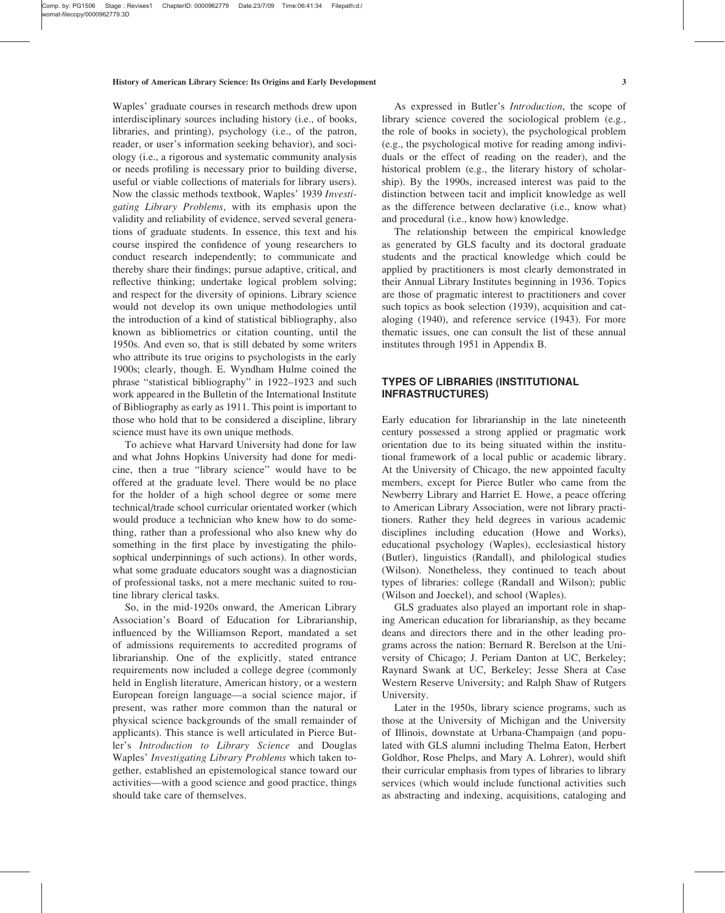Waples' graduate courses in research methods drew upon interdisciplinary sources including history (i.e., of books, libraries, and printing), psychology (i.e., of the patron, reader, or user's information seeking behavior), and sociology (i.e., a rigorous and systematic community analysis or needs profiling is necessary prior to building diverse, useful or viable collections of materials for library users). Now the classic methods textbook, Waples' 1939 *Investigating Library Problems*, with its emphasis upon the validity and reliability of evidence, served several generations of graduate students. In essence, this text and his course inspired the confidence of young researchers to conduct research independently; to communicate and thereby share their findings; pursue adaptive, critical, and reflective thinking; undertake logical problem solving; and respect for the diversity of opinions. Library science would not develop its own unique methodologies until the introduction of a kind of statistical bibliography, also known as bibliometrics or citation counting, until the 1950s. And even so, that is still debated by some writers who attribute its true origins to psychologists in the early 1900s; clearly, though. E. Wyndham Hulme coined the phrase "statistical bibliography" in 1922–1923 and such work appeared in the Bulletin of the International Institute of Bibliography as early as 1911. This point is important to those who hold that to be considered a discipline, library science must have its own unique methods.

To achieve what Harvard University had done for law and what Johns Hopkins University had done for medicine, then a true "library science" would have to be offered at the graduate level. There would be no place for the holder of a high school degree or some mere technical/trade school curricular orientated worker (which would produce a technician who knew how to do something, rather than a professional who also knew why do something in the first place by investigating the philosophical underpinnings of such actions). In other words, what some graduate educators sought was a diagnostician of professional tasks, not a mere mechanic suited to routine library clerical tasks.

So, in the mid-1920s onward, the American Library Association's Board of Education for Librarianship, influenced by the Williamson Report, mandated a set of admissions requirements to accredited programs of librarianship. One of the explicitly, stated entrance requirements now included a college degree (commonly held in English literature, American history, or a western European foreign language—a social science major, if present, was rather more common than the natural or physical science backgrounds of the small remainder of applicants). This stance is well articulated in Pierce Butler's *Introduction to Library Science* and Douglas Waples' *Investigating Library Problems* which taken together, established an epistemological stance toward our activities—with a good science and good practice, things should take care of themselves.

As expressed in Butler's *Introduction*, the scope of library science covered the sociological problem (e.g., the role of books in society), the psychological problem (e.g., the psychological motive for reading among individuals or the effect of reading on the reader), and the historical problem (e.g., the literary history of scholarship). By the 1990s, increased interest was paid to the distinction between tacit and implicit knowledge as well as the difference between declarative (i.e., know what) and procedural (i.e., know how) knowledge.

The relationship between the empirical knowledge as generated by GLS faculty and its doctoral graduate students and the practical knowledge which could be applied by practitioners is most clearly demonstrated in their Annual Library Institutes beginning in 1936. Topics are those of pragmatic interest to practitioners and cover such topics as book selection (1939), acquisition and cataloging (1940), and reference service (1943). For more thematic issues, one can consult the list of these annual institutes through 1951 in Appendix B.

## TYPES OF LIBRARIES (INSTITUTIONAL INFRASTRUCTURES)

Early education for librarianship in the late nineteenth century possessed a strong applied or pragmatic work orientation due to its being situated within the institutional framework of a local public or academic library. At the University of Chicago, the new appointed faculty members, except for Pierce Butler who came from the Newberry Library and Harriet E. Howe, a peace offering to American Library Association, were not library practitioners. Rather they held degrees in various academic disciplines including education (Howe and Works), educational psychology (Waples), ecclesiastical history (Butler), linguistics (Randall), and philological studies (Wilson). Nonetheless, they continued to teach about types of libraries: college (Randall and Wilson); public (Wilson and Joeckel), and school (Waples).

GLS graduates also played an important role in shaping American education for librarianship, as they became deans and directors there and in the other leading programs across the nation: Bernard R. Berelson at the University of Chicago; J. Periam Danton at UC, Berkeley; Raynard Swank at UC, Berkeley; Jesse Shera at Case Western Reserve University; and Ralph Shaw of Rutgers University.

Later in the 1950s, library science programs, such as those at the University of Michigan and the University of Illinois, downstate at Urbana-Champaign (and populated with GLS alumni including Thelma Eaton, Herbert Goldhor, Rose Phelps, and Mary A. Lohrer), would shift their curricular emphasis from types of libraries to library services (which would include functional activities such as abstracting and indexing, acquisitions, cataloging and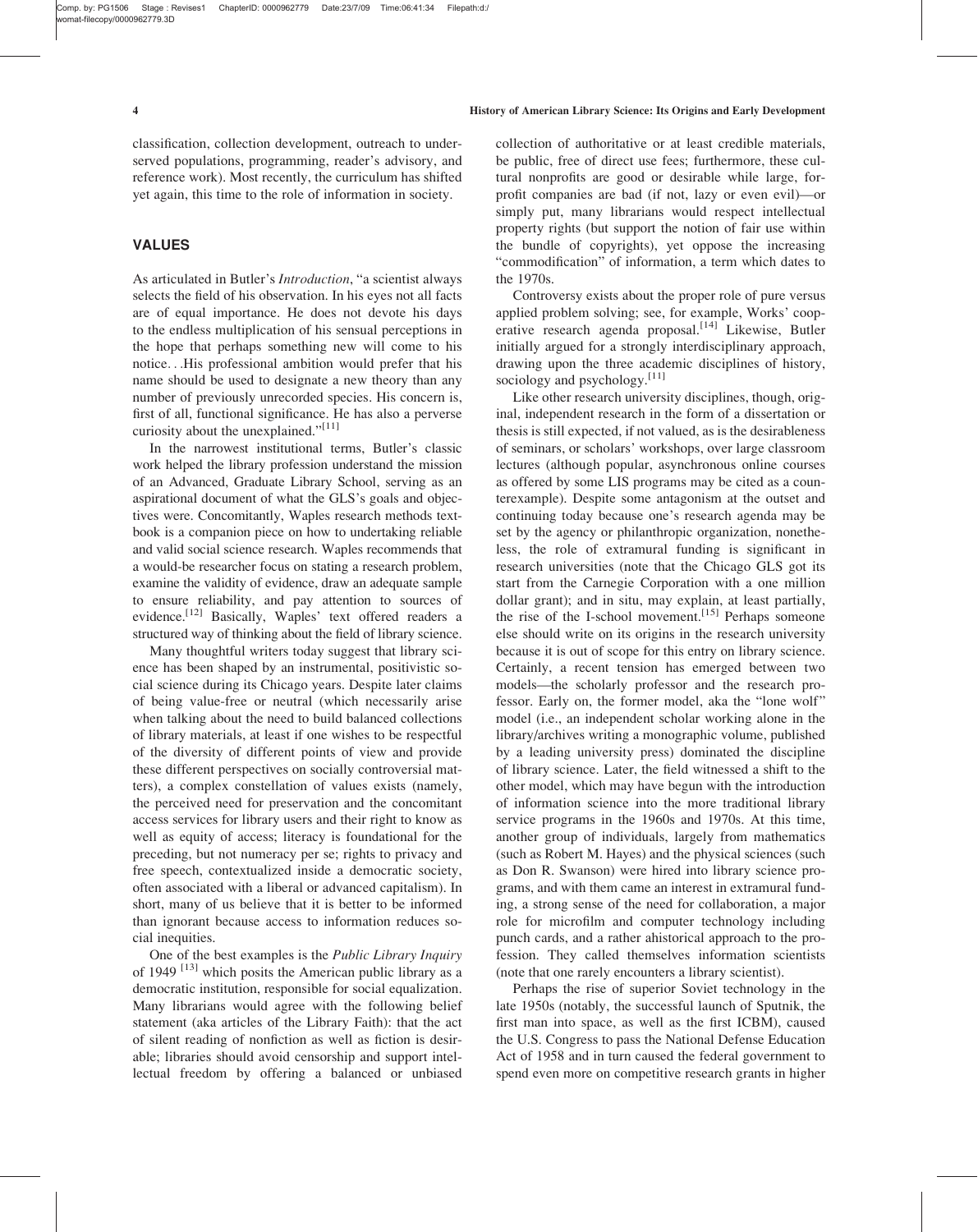classification, collection development, outreach to underserved populations, programming, reader's advisory, and reference work). Most recently, the curriculum has shifted yet again, this time to the role of information in society.

## VALUES

As articulated in Butler's *Introduction*, "a scientist always selects the field of his observation. In his eyes not all facts are of equal importance. He does not devote his days to the endless multiplication of his sensual perceptions in the hope that perhaps something new will come to his notice. . .His professional ambition would prefer that his name should be used to designate a new theory than any number of previously unrecorded species. His concern is, first of all, functional significance. He has also a perverse curiosity about the unexplained."[11]

In the narrowest institutional terms, Butler's classic work helped the library profession understand the mission of an Advanced, Graduate Library School, serving as an aspirational document of what the GLS's goals and objectives were. Concomitantly, Waples research methods textbook is a companion piece on how to undertaking reliable and valid social science research. Waples recommends that a would-be researcher focus on stating a research problem, examine the validity of evidence, draw an adequate sample to ensure reliability, and pay attention to sources of evidence.[12] Basically, Waples' text offered readers a structured way of thinking about the field of library science.

Many thoughtful writers today suggest that library science has been shaped by an instrumental, positivistic social science during its Chicago years. Despite later claims of being value-free or neutral (which necessarily arise when talking about the need to build balanced collections of library materials, at least if one wishes to be respectful of the diversity of different points of view and provide these different perspectives on socially controversial matters), a complex constellation of values exists (namely, the perceived need for preservation and the concomitant access services for library users and their right to know as well as equity of access; literacy is foundational for the preceding, but not numeracy per se; rights to privacy and free speech, contextualized inside a democratic society, often associated with a liberal or advanced capitalism). In short, many of us believe that it is better to be informed than ignorant because access to information reduces social inequities.

One of the best examples is the *Public Library Inquiry* of 1949 [13] which posits the American public library as a democratic institution, responsible for social equalization. Many librarians would agree with the following belief statement (aka articles of the Library Faith): that the act of silent reading of nonfiction as well as fiction is desirable; libraries should avoid censorship and support intellectual freedom by offering a balanced or unbiased collection of authoritative or at least credible materials, be public, free of direct use fees; furthermore, these cultural nonprofits are good or desirable while large, for-profit companies are bad (if not, lazy or even evil)—or simply put, many librarians would respect intellectual property rights (but support the notion of fair use within the bundle of copyrights), yet oppose the increasing "commodification" of information, a term which dates to the 1970s.

Controversy exists about the proper role of pure versus applied problem solving; see, for example, Works' cooperative research agenda proposal.[14] Likewise, Butler initially argued for a strongly interdisciplinary approach, drawing upon the three academic disciplines of history, sociology and psychology.[11]

Like other research university disciplines, though, original, independent research in the form of a dissertation or thesis is still expected, if not valued, as is the desirableness of seminars, or scholars' workshops, over large classroom lectures (although popular, asynchronous online courses as offered by some LIS programs may be cited as a counterexample). Despite some antagonism at the outset and continuing today because one's research agenda may be set by the agency or philanthropic organization, nonetheless, the role of extramural funding is significant in research universities (note that the Chicago GLS got its start from the Carnegie Corporation with a one million dollar grant); and in situ, may explain, at least partially, the rise of the I-school movement.[15] Perhaps someone else should write on its origins in the research university because it is out of scope for this entry on library science. Certainly, a recent tension has emerged between two models—the scholarly professor and the research professor. Early on, the former model, aka the "lone wolf" model (i.e., an independent scholar working alone in the library/archives writing a monographic volume, published by a leading university press) dominated the discipline of library science. Later, the field witnessed a shift to the other model, which may have begun with the introduction of information science into the more traditional library service programs in the 1960s and 1970s. At this time, another group of individuals, largely from mathematics (such as Robert M. Hayes) and the physical sciences (such as Don R. Swanson) were hired into library science programs, and with them came an interest in extramural funding, a strong sense of the need for collaboration, a major role for microfilm and computer technology including punch cards, and a rather ahistorical approach to the profession. They called themselves information scientists (note that one rarely encounters a library scientist).

Perhaps the rise of superior Soviet technology in the late 1950s (notably, the successful launch of Sputnik, the first man into space, as well as the first ICBM), caused the U.S. Congress to pass the National Defense Education Act of 1958 and in turn caused the federal government to spend even more on competitive research grants in higher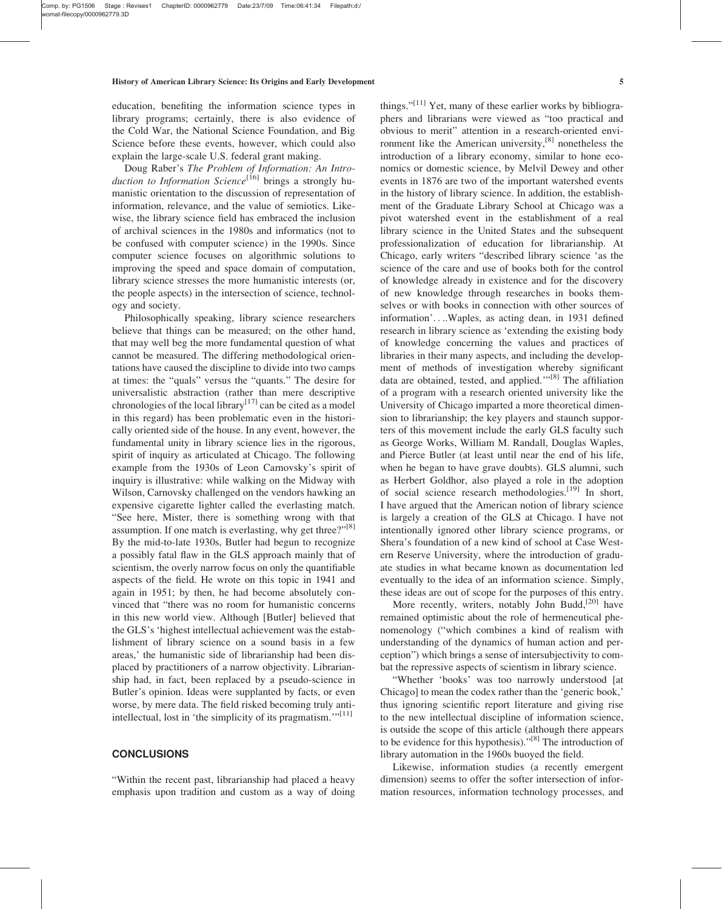education, benefiting the information science types in library programs; certainly, there is also evidence of the Cold War, the National Science Foundation, and Big Science before these events, however, which could also explain the large-scale U.S. federal grant making.

Doug Raber's *The Problem of Information: An Introduction to Information Science*[16] brings a strongly humanistic orientation to the discussion of representation of information, relevance, and the value of semiotics. Likewise, the library science field has embraced the inclusion of archival sciences in the 1980s and informatics (not to be confused with computer science) in the 1990s. Since computer science focuses on algorithmic solutions to improving the speed and space domain of computation, library science stresses the more humanistic interests (or, the people aspects) in the intersection of science, technology and society.

Philosophically speaking, library science researchers believe that things can be measured; on the other hand, that may well beg the more fundamental question of what cannot be measured. The differing methodological orientations have caused the discipline to divide into two camps at times: the "quals" versus the "quants." The desire for universalistic abstraction (rather than mere descriptive chronologies of the local library[17] can be cited as a model in this regard) has been problematic even in the historically oriented side of the house. In any event, however, the fundamental unity in library science lies in the rigorous, spirit of inquiry as articulated at Chicago. The following example from the 1930s of Leon Carnovsky's spirit of inquiry is illustrative: while walking on the Midway with Wilson, Carnovsky challenged on the vendors hawking an expensive cigarette lighter called the everlasting match. "See here, Mister, there is something wrong with that assumption. If one match is everlasting, why get three?"[8] By the mid-to-late 1930s, Butler had begun to recognize a possibly fatal flaw in the GLS approach mainly that of scientism, the overly narrow focus on only the quantifiable aspects of the field. He wrote on this topic in 1941 and again in 1951; by then, he had become absolutely convinced that "there was no room for humanistic concerns in this new world view. Although [Butler] believed that the GLS's 'highest intellectual achievement was the establishment of library science on a sound basis in a few areas,' the humanistic side of librarianship had been displaced by practitioners of a narrow objectivity. Librarianship had, in fact, been replaced by a pseudo-science in Butler's opinion. Ideas were supplanted by facts, or even worse, by mere data. The field risked becoming truly anti-intellectual, lost in 'the simplicity of its pragmatism.'"[11]

## CONCLUSIONS

"Within the recent past, librarianship had placed a heavy emphasis upon tradition and custom as a way of doing things."[11] Yet, many of these earlier works by bibliographers and librarians were viewed as "too practical and obvious to merit" attention in a research-oriented environment like the American university,[8] nonetheless the introduction of a library economy, similar to hone economics or domestic science, by Melvil Dewey and other events in 1876 are two of the important watershed events in the history of library science. In addition, the establishment of the Graduate Library School at Chicago was a pivot watershed event in the establishment of a real library science in the United States and the subsequent professionalization of education for librarianship. At Chicago, early writers "described library science 'as the science of the care and use of books both for the control of knowledge already in existence and for the discovery of new knowledge through researches in books themselves or with books in connection with other sources of information'....Waples, as acting dean, in 1931 defined research in library science as 'extending the existing body of knowledge concerning the values and practices of libraries in their many aspects, and including the development of methods of investigation whereby significant data are obtained, tested, and applied.'"[8] The affiliation of a program with a research oriented university like the University of Chicago imparted a more theoretical dimension to librarianship; the key players and staunch supporters of this movement include the early GLS faculty such as George Works, William M. Randall, Douglas Waples, and Pierce Butler (at least until near the end of his life, when he began to have grave doubts). GLS alumni, such as Herbert Goldhor, also played a role in the adoption of social science research methodologies.[19] In short, I have argued that the American notion of library science is largely a creation of the GLS at Chicago. I have not intentionally ignored other library science programs, or Shera's foundation of a new kind of school at Case Western Reserve University, where the introduction of graduate studies in what became known as documentation led eventually to the idea of an information science. Simply, these ideas are out of scope for the purposes of this entry.

More recently, writers, notably John Budd,[20] have remained optimistic about the role of hermeneutical phenomenology ("which combines a kind of realism with understanding of the dynamics of human action and perception") which brings a sense of intersubjectivity to combat the repressive aspects of scientism in library science.

"Whether 'books' was too narrowly understood [at Chicago] to mean the codex rather than the 'generic book,' thus ignoring scientific report literature and giving rise to the new intellectual discipline of information science, is outside the scope of this article (although there appears to be evidence for this hypothesis)."[8] The introduction of library automation in the 1960s buoyed the field.

Likewise, information studies (a recently emergent dimension) seems to offer the softer intersection of information resources, information technology processes, and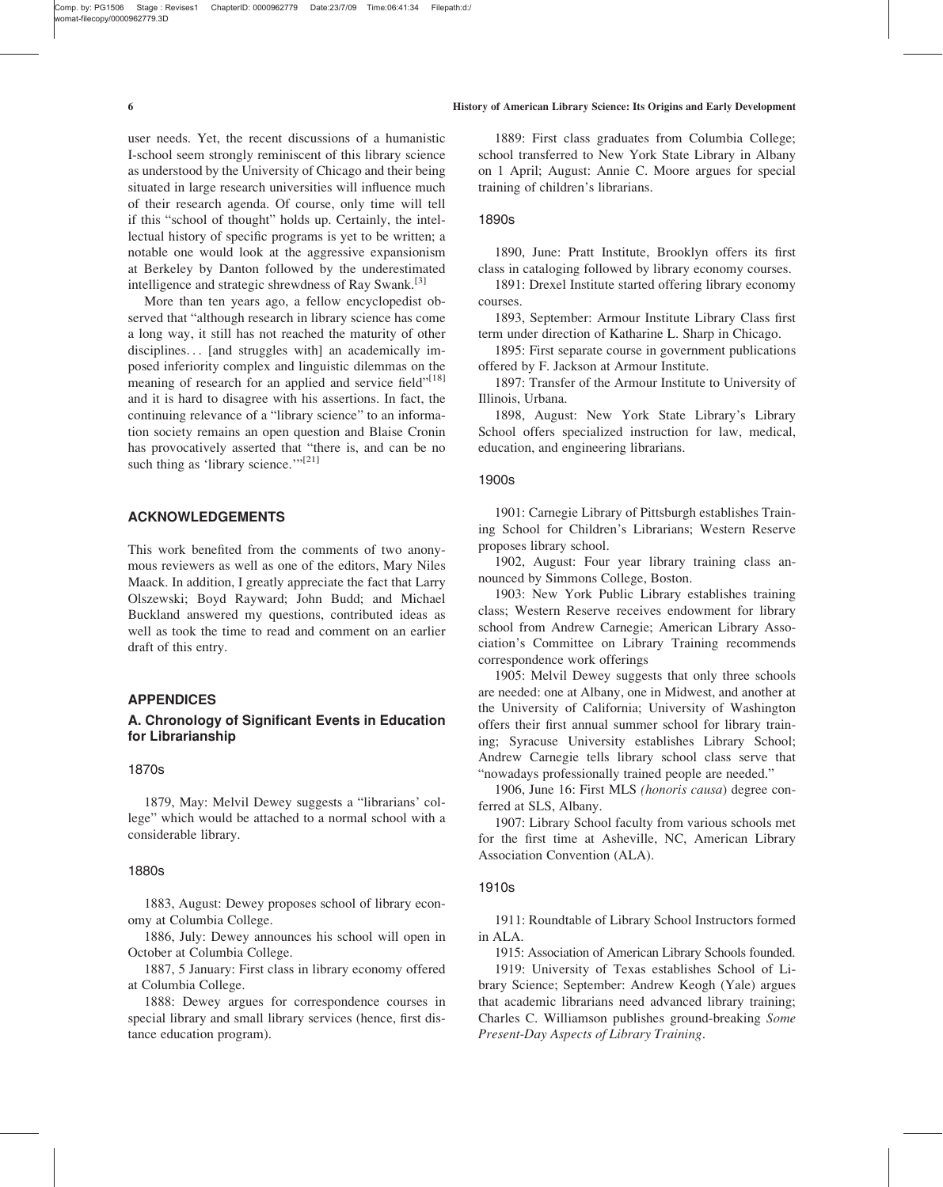user needs. Yet, the recent discussions of a humanistic I-school seem strongly reminiscent of this library science as understood by the University of Chicago and their being situated in large research universities will influence much of their research agenda. Of course, only time will tell if this "school of thought" holds up. Certainly, the intellectual history of specific programs is yet to be written; a notable one would look at the aggressive expansionism at Berkeley by Danton followed by the underestimated intelligence and strategic shrewdness of Ray Swank.[3]

More than ten years ago, a fellow encyclopedist observed that "although research in library science has come a long way, it still has not reached the maturity of other disciplines… [and struggles with] an academically imposed inferiority complex and linguistic dilemmas on the meaning of research for an applied and service field"[18] and it is hard to disagree with his assertions. In fact, the continuing relevance of a "library science" to an information society remains an open question and Blaise Cronin has provocatively asserted that "there is, and can be no such thing as 'library science.'"[21]

## ACKNOWLEDGEMENTS

This work benefited from the comments of two anonymous reviewers as well as one of the editors, Mary Niles Maack. In addition, I greatly appreciate the fact that Larry Olszewski; Boyd Rayward; John Budd; and Michael Buckland answered my questions, contributed ideas as well as took the time to read and comment on an earlier draft of this entry.

## APPENDICES

### A. Chronology of Significant Events in Education for Librarianship

#### 1870s

1879, May: Melvil Dewey suggests a "librarians' college" which would be attached to a normal school with a considerable library.

#### 1880s

1883, August: Dewey proposes school of library economy at Columbia College.

1886, July: Dewey announces his school will open in October at Columbia College.

1887, 5 January: First class in library economy offered at Columbia College.

1888: Dewey argues for correspondence courses in special library and small library services (hence, first distance education program).

1889: First class graduates from Columbia College; school transferred to New York State Library in Albany on 1 April; August: Annie C. Moore argues for special training of children's librarians.

#### 1890s

1890, June: Pratt Institute, Brooklyn offers its first class in cataloging followed by library economy courses.

1891: Drexel Institute started offering library economy courses.

1893, September: Armour Institute Library Class first term under direction of Katharine L. Sharp in Chicago.

1895: First separate course in government publications offered by F. Jackson at Armour Institute.

1897: Transfer of the Armour Institute to University of Illinois, Urbana.

1898, August: New York State Library's Library School offers specialized instruction for law, medical, education, and engineering librarians.

#### 1900s

1901: Carnegie Library of Pittsburgh establishes Training School for Children's Librarians; Western Reserve proposes library school.

1902, August: Four year library training class announced by Simmons College, Boston.

1903: New York Public Library establishes training class; Western Reserve receives endowment for library school from Andrew Carnegie; American Library Association's Committee on Library Training recommends correspondence work offerings

1905: Melvil Dewey suggests that only three schools are needed: one at Albany, one in Midwest, and another at the University of California; University of Washington offers their first annual summer school for library training; Syracuse University establishes Library School; Andrew Carnegie tells library school class serve that "nowadays professionally trained people are needed."

1906, June 16: First MLS *(honoris causa)* degree conferred at SLS, Albany.

1907: Library School faculty from various schools met for the first time at Asheville, NC, American Library Association Convention (ALA).

#### 1910s

1911: Roundtable of Library School Instructors formed in ALA.

1915: Association of American Library Schools founded.

1919: University of Texas establishes School of Library Science; September: Andrew Keogh (Yale) argues that academic librarians need advanced library training; Charles C. Williamson publishes ground-breaking *Some Present-Day Aspects of Library Training*.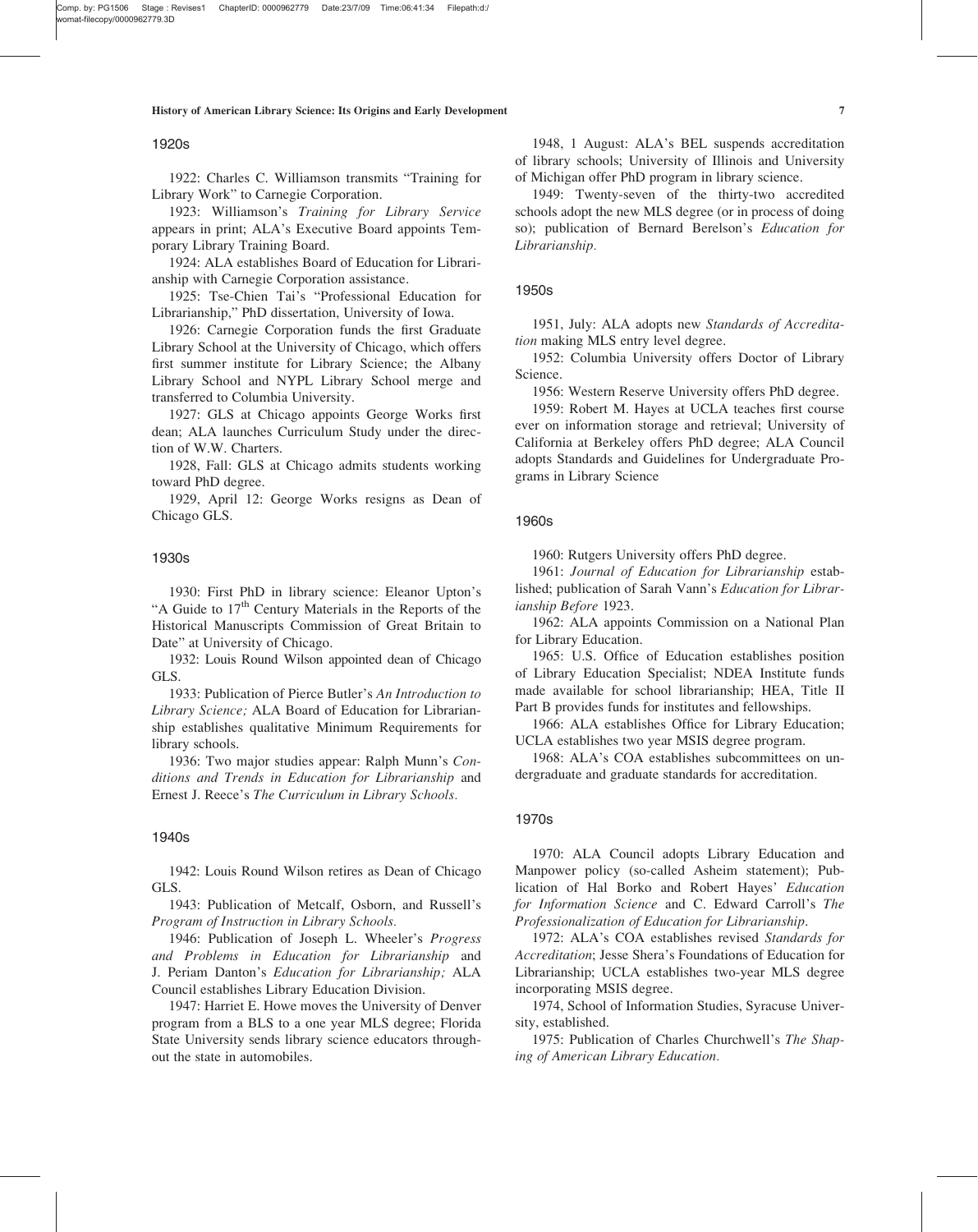### 1920s

1922: Charles C. Williamson transmits "Training for Library Work" to Carnegie Corporation.

1923: Williamson's *Training for Library Service* appears in print; ALA's Executive Board appoints Temporary Library Training Board.

1924: ALA establishes Board of Education for Librarianship with Carnegie Corporation assistance.

1925: Tse-Chien Tai's "Professional Education for Librarianship," PhD dissertation, University of Iowa.

1926: Carnegie Corporation funds the first Graduate Library School at the University of Chicago, which offers first summer institute for Library Science; the Albany Library School and NYPL Library School merge and transferred to Columbia University.

1927: GLS at Chicago appoints George Works first dean; ALA launches Curriculum Study under the direction of W.W. Charters.

1928, Fall: GLS at Chicago admits students working toward PhD degree.

1929, April 12: George Works resigns as Dean of Chicago GLS.

### 1930s

1930: First PhD in library science: Eleanor Upton's "A Guide to 17th Century Materials in the Reports of the Historical Manuscripts Commission of Great Britain to Date" at University of Chicago.

1932: Louis Round Wilson appointed dean of Chicago GLS.

1933: Publication of Pierce Butler's *An Introduction to Library Science;* ALA Board of Education for Librarianship establishes qualitative Minimum Requirements for library schools.

1936: Two major studies appear: Ralph Munn's *Conditions and Trends in Education for Librarianship* and Ernest J. Reece's *The Curriculum in Library Schools.*

### 1940s

1942: Louis Round Wilson retires as Dean of Chicago GLS.

1943: Publication of Metcalf, Osborn, and Russell's *Program of Instruction in Library Schools.*

1946: Publication of Joseph L. Wheeler's *Progress and Problems in Education for Librarianship* and J. Periam Danton's *Education for Librarianship;* ALA Council establishes Library Education Division.

1947: Harriet E. Howe moves the University of Denver program from a BLS to a one year MLS degree; Florida State University sends library science educators throughout the state in automobiles.

1948, 1 August: ALA's BEL suspends accreditation of library schools; University of Illinois and University of Michigan offer PhD program in library science.

1949: Twenty-seven of the thirty-two accredited schools adopt the new MLS degree (or in process of doing so); publication of Bernard Berelson's *Education for Librarianship.*

### 1950s

1951, July: ALA adopts new *Standards of Accreditation* making MLS entry level degree.

1952: Columbia University offers Doctor of Library Science.

1956: Western Reserve University offers PhD degree.

1959: Robert M. Hayes at UCLA teaches first course ever on information storage and retrieval; University of California at Berkeley offers PhD degree; ALA Council adopts Standards and Guidelines for Undergraduate Programs in Library Science

### 1960s

1960: Rutgers University offers PhD degree.

1961: *Journal of Education for Librarianship* established; publication of Sarah Vann's *Education for Librarianship Before* 1923.

1962: ALA appoints Commission on a National Plan for Library Education.

1965: U.S. Office of Education establishes position of Library Education Specialist; NDEA Institute funds made available for school librarianship; HEA, Title II Part B provides funds for institutes and fellowships.

1966: ALA establishes Office for Library Education; UCLA establishes two year MSIS degree program.

1968: ALA's COA establishes subcommittees on undergraduate and graduate standards for accreditation.

### 1970s

1970: ALA Council adopts Library Education and Manpower policy (so-called Asheim statement); Publication of Hal Borko and Robert Hayes' *Education for Information Science* and C. Edward Carroll's *The Professionalization of Education for Librarianship*.

1972: ALA's COA establishes revised *Standards for Accreditation*; Jesse Shera's Foundations of Education for Librarianship; UCLA establishes two-year MLS degree incorporating MSIS degree.

1974, School of Information Studies, Syracuse University, established.

1975: Publication of Charles Churchwell's *The Shaping of American Library Education.*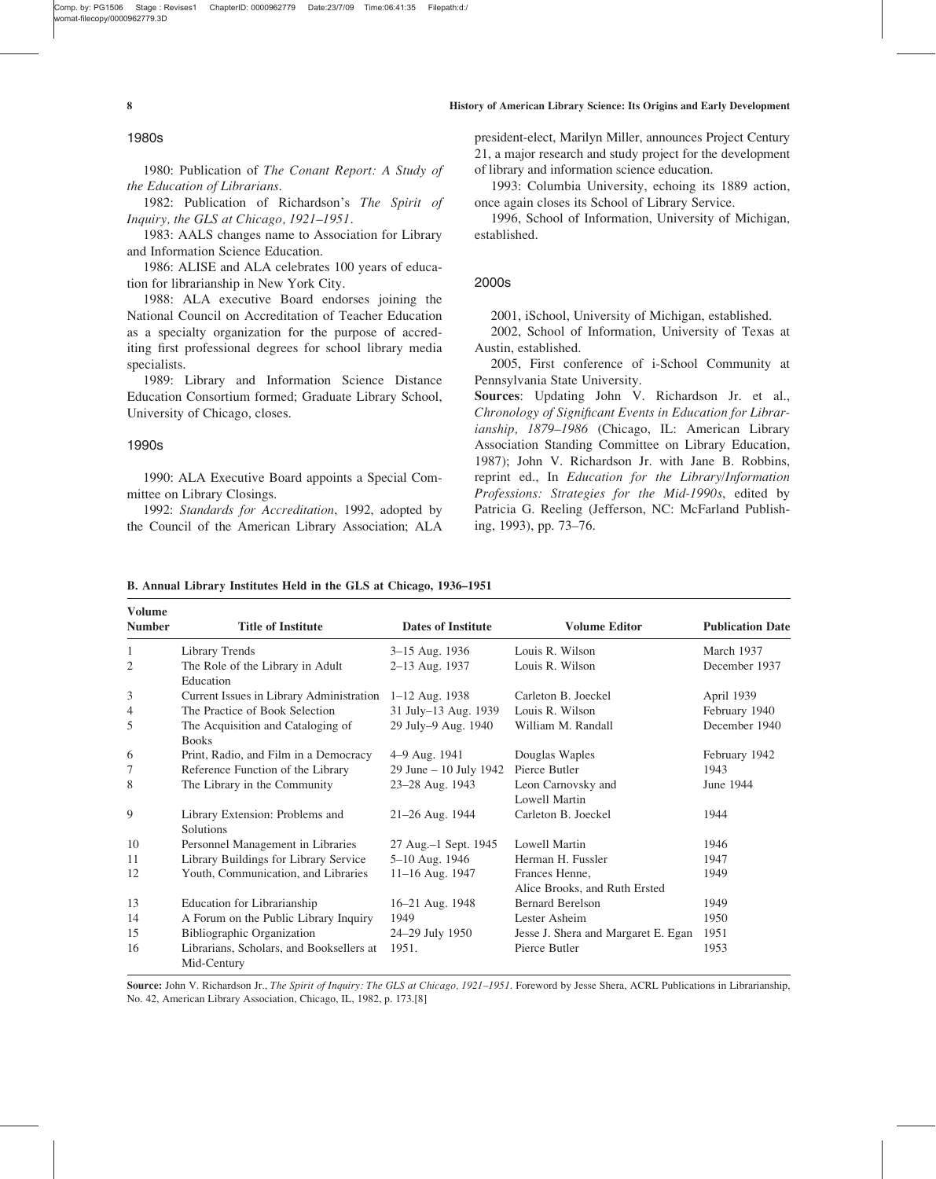### 1980s

1980: Publication of *The Conant Report: A Study of the Education of Librarians*.

1982: Publication of Richardson's *The Spirit of Inquiry, the GLS at Chicago, 1921–1951*.

1983: AALS changes name to Association for Library and Information Science Education.

1986: ALISE and ALA celebrates 100 years of education for librarianship in New York City.

1988: ALA executive Board endorses joining the National Council on Accreditation of Teacher Education as a specialty organization for the purpose of accrediting first professional degrees for school library media specialists.

1989: Library and Information Science Distance Education Consortium formed; Graduate Library School, University of Chicago, closes.

### 1990s

1990: ALA Executive Board appoints a Special Committee on Library Closings.

1992: *Standards for Accreditation*, 1992, adopted by the Council of the American Library Association; ALA president-elect, Marilyn Miller, announces Project Century 21, a major research and study project for the development of library and information science education.

1993: Columbia University, echoing its 1889 action, once again closes its School of Library Service.

1996, School of Information, University of Michigan, established.

### 2000s

2001, iSchool, University of Michigan, established.

2002, School of Information, University of Texas at Austin, established.

2005, First conference of i-School Community at Pennsylvania State University.

**Sources**: Updating John V. Richardson Jr. et al., *Chronology of Significant Events in Education for Librarianship, 1879–1986* (Chicago, IL: American Library Association Standing Committee on Library Education, 1987); John V. Richardson Jr. with Jane B. Robbins, reprint ed., In *Education for the Library/Information Professions: Strategies for the Mid-1990s*, edited by Patricia G. Reeling (Jefferson, NC: McFarland Publishing, 1993), pp. 73–76.

**B. Annual Library Institutes Held in the GLS at Chicago, 1936–1951**

| Volume Number | Title of Institute | Dates of Institute | Volume Editor | Publication Date |
|---|---|---|---|---|
| 1 | Library Trends | 3–15 Aug. 1936 | Louis R. Wilson | March 1937 |
| 2 | The Role of the Library in Adult Education | 2–13 Aug. 1937 | Louis R. Wilson | December 1937 |
| 3 | Current Issues in Library Administration | 1–12 Aug. 1938 | Carleton B. Joeckel | April 1939 |
| 4 | The Practice of Book Selection | 31 July–13 Aug. 1939 | Louis R. Wilson | February 1940 |
| 5 | The Acquisition and Cataloging of Books | 29 July–9 Aug. 1940 | William M. Randall | December 1940 |
| 6 | Print, Radio, and Film in a Democracy | 4–9 Aug. 1941 | Douglas Waples | February 1942 |
| 7 | Reference Function of the Library | 29 June – 10 July 1942 | Pierce Butler | 1943 |
| 8 | The Library in the Community | 23–28 Aug. 1943 | Leon Carnovsky and Lowell Martin | June 1944 |
| 9 | Library Extension: Problems and Solutions | 21–26 Aug. 1944 | Carleton B. Joeckel | 1944 |
| 10 | Personnel Management in Libraries | 27 Aug.–1 Sept. 1945 | Lowell Martin | 1946 |
| 11 | Library Buildings for Library Service | 5–10 Aug. 1946 | Herman H. Fussler | 1947 |
| 12 | Youth, Communication, and Libraries | 11–16 Aug. 1947 | Frances Henne, Alice Brooks, and Ruth Ersted | 1949 |
| 13 | Education for Librarianship | 16–21 Aug. 1948 | Bernard Berelson | 1949 |
| 14 | A Forum on the Public Library Inquiry | 1949 | Lester Asheim | 1950 |
| 15 | Bibliographic Organization | 24–29 July 1950 | Jesse J. Shera and Margaret E. Egan | 1951 |
| 16 | Librarians, Scholars, and Booksellers at Mid-Century | 1951. | Pierce Butler | 1953 |

**Source:** John V. Richardson Jr., *The Spirit of Inquiry: The GLS at Chicago, 1921–1951*. Foreword by Jesse Shera, ACRL Publications in Librarianship, No. 42, American Library Association, Chicago, IL, 1982, p. 173.[8]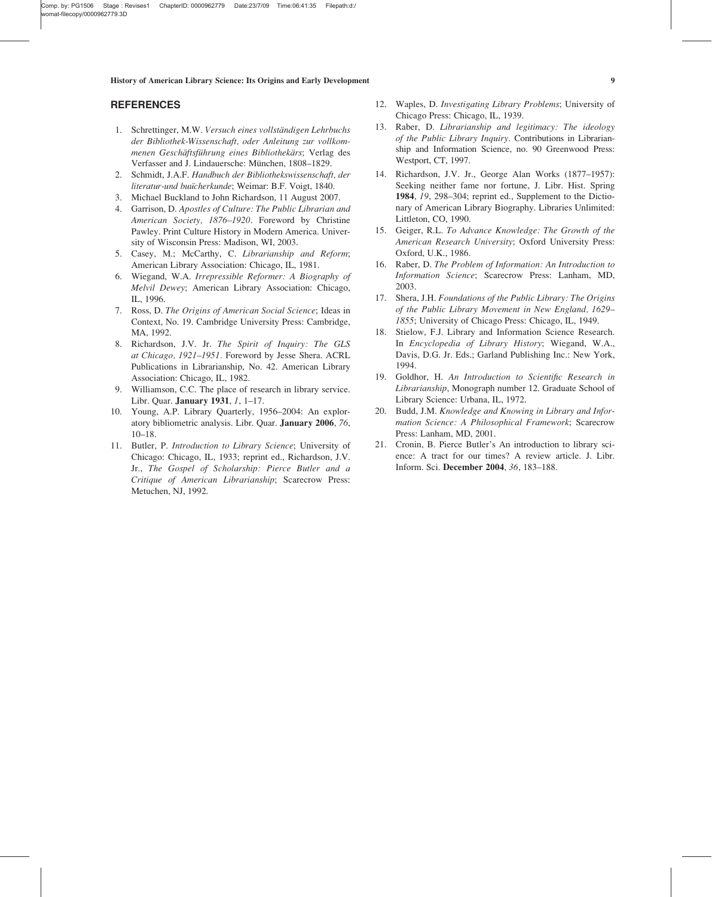## REFERENCES

1. Schrettinger, M.W. *Versuch eines vollständigen Lehrbuchs der Bibliothek-Wissenschaft, oder Anleitung zur vollkommenen Geschäftsführung eines Bibliothekärs*; Verlag des Verfasser and J. Lindauersche: München, 1808–1829.
2. Schmidt, J.A.F. *Handbuch der Bibliothekswissenschaft, der literatur-und buücherkunde*; Weimar: B.F. Voigt, 1840.
3. Michael Buckland to John Richardson, 11 August 2007.
4. Garrison, D. *Apostles of Culture: The Public Librarian and American Society, 1876–1920*. Foreword by Christine Pawley. Print Culture History in Modern America. University of Wisconsin Press: Madison, WI, 2003.
5. Casey, M.; McCarthy, C. *Librarianship and Reform*; American Library Association: Chicago, IL, 1981.
6. Wiegand, W.A. *Irrepressible Reformer: A Biography of Melvil Dewey*; American Library Association: Chicago, IL, 1996.
7. Ross, D. *The Origins of American Social Science*; Ideas in Context, No. 19. Cambridge University Press: Cambridge, MA, 1992.
8. Richardson, J.V. Jr. *The Spirit of Inquiry: The GLS at Chicago, 1921–1951*. Foreword by Jesse Shera. ACRL Publications in Librarianship, No. 42. American Library Association: Chicago, IL, 1982.
9. Williamson, C.C. The place of research in library service. Libr. Quar. **January 1931**, *1*, 1–17.
10. Young, A.P. Library Quarterly, 1956–2004: An exploratory bibliometric analysis. Libr. Quar. **January 2006**, *76*, 10–18.
11. Butler, P. *Introduction to Library Science*; University of Chicago: Chicago, IL, 1933; reprint ed., Richardson, J.V. Jr., *The Gospel of Scholarship: Pierce Butler and a Critique of American Librarianship*; Scarecrow Press: Metuchen, NJ, 1992.
12. Waples, D. *Investigating Library Problems*; University of Chicago Press: Chicago, IL, 1939.
13. Raber, D. *Librarianship and legitimacy: The ideology of the Public Library Inquiry*. Contributions in Librarianship and Information Science, no. 90 Greenwood Press: Westport, CT, 1997.
14. Richardson, J.V. Jr., George Alan Works (1877–1957): Seeking neither fame nor fortune, J. Libr. Hist. Spring **1984**, *19*, 298–304; reprint ed., Supplement to the Dictionary of American Library Biography. Libraries Unlimited: Littleton, CO, 1990.
15. Geiger, R.L. *To Advance Knowledge: The Growth of the American Research University*; Oxford University Press: Oxford, U.K., 1986.
16. Raber, D. *The Problem of Information: An Introduction to Information Science*; Scarecrow Press: Lanham, MD, 2003.
17. Shera, J.H. *Foundations of the Public Library: The Origins of the Public Library Movement in New England, 1629–1855*; University of Chicago Press: Chicago, IL, 1949.
18. Stielow, F.J. Library and Information Science Research. In *Encyclopedia of Library History*; Wiegand, W.A., Davis, D.G. Jr. Eds.; Garland Publishing Inc.: New York, 1994.
19. Goldhor, H. *An Introduction to Scientific Research in Librarianship*, Monograph number 12. Graduate School of Library Science: Urbana, IL, 1972.
20. Budd, J.M. *Knowledge and Knowing in Library and Information Science: A Philosophical Framework*; Scarecrow Press: Lanham, MD, 2001.
21. Cronin, B. Pierce Butler's An introduction to library science: A tract for our times? A review article. J. Libr. Inform. Sci. **December 2004**, *36*, 183–188.